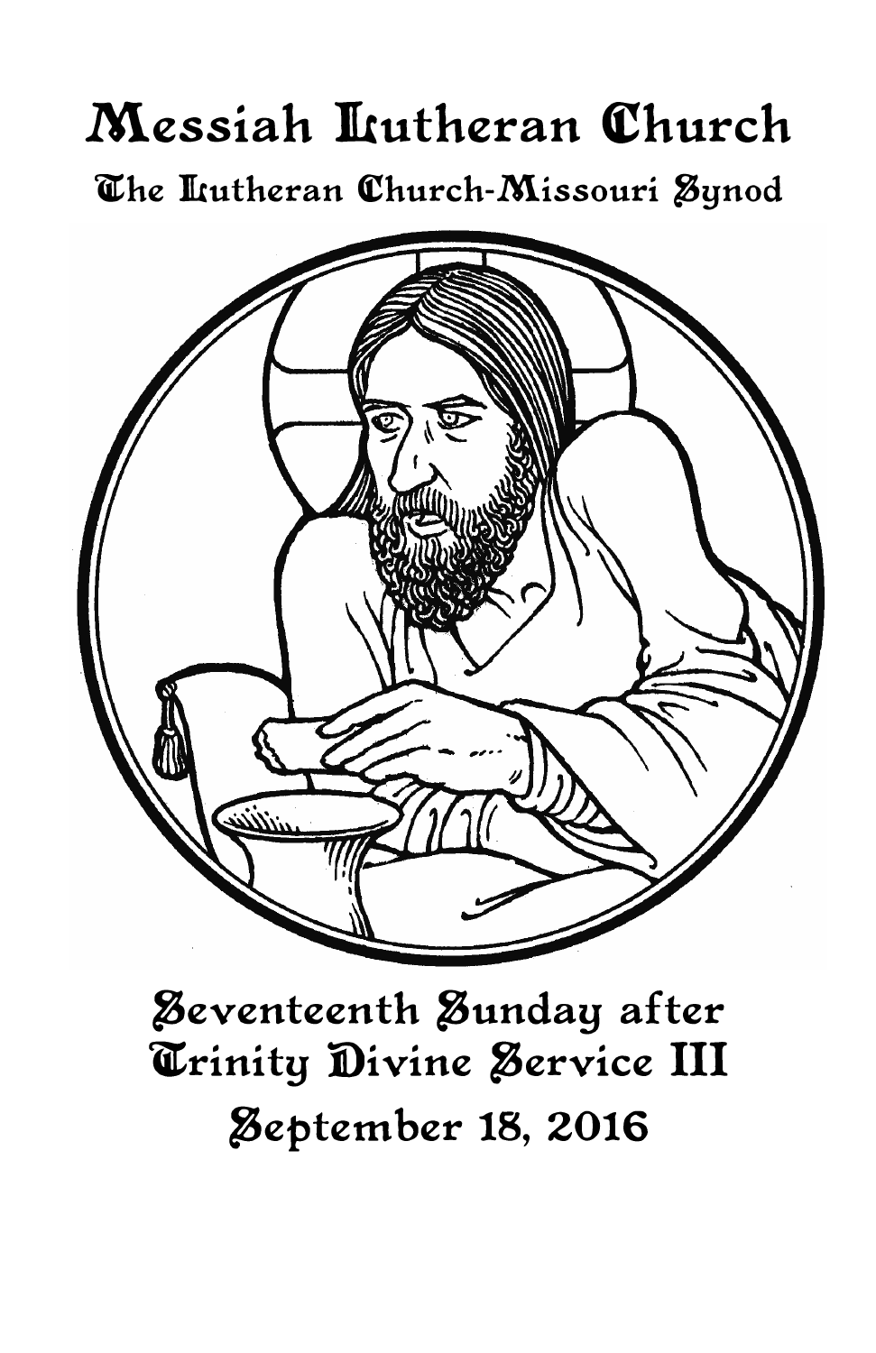# Messiah Lutheran Church

## The Lutheran Church-Missouri Synod

# Seventeenth Sunday after Trinity Divine Service III

## September 18, 2016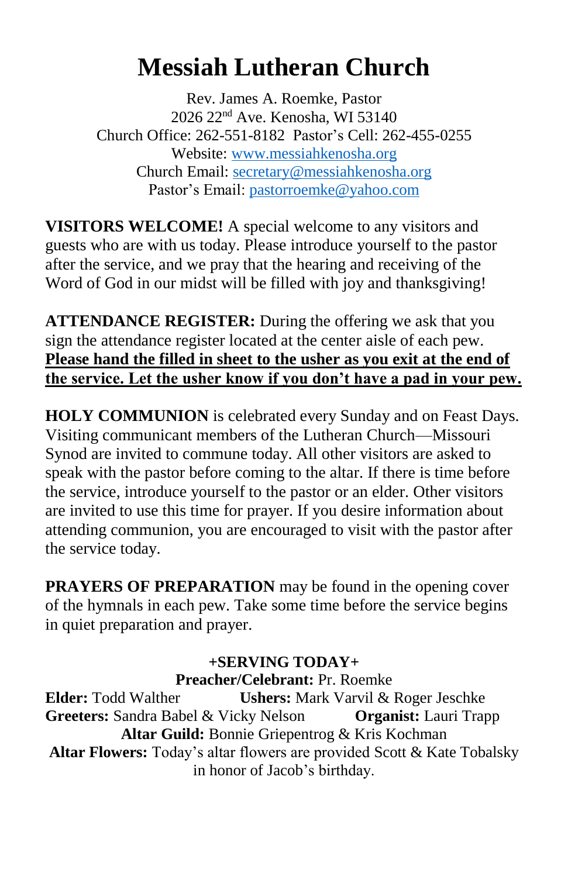# Messiah Lutheran Church

Rev. James A. Roemke, Pastor
2026 22nd Ave. Kenosha, WI 53140
Church Office: 262-551-8182 Pastor's Cell: 262-455-0255
Website: www.messiahkenosha.org
Church Email: secretary@messiahkenosha.org
Pastor's Email: pastorroemke@yahoo.com

**VISITORS WELCOME!** A special welcome to any visitors and guests who are with us today. Please introduce yourself to the pastor after the service, and we pray that the hearing and receiving of the Word of God in our midst will be filled with joy and thanksgiving!

**ATTENDANCE REGISTER:** During the offering we ask that you sign the attendance register located at the center aisle of each pew. **Please hand the filled in sheet to the usher as you exit at the end of the service. Let the usher know if you don't have a pad in your pew.**

**HOLY COMMUNION** is celebrated every Sunday and on Feast Days. Visiting communicant members of the Lutheran Church—Missouri Synod are invited to commune today. All other visitors are asked to speak with the pastor before coming to the altar. If there is time before the service, introduce yourself to the pastor or an elder. Other visitors are invited to use this time for prayer. If you desire information about attending communion, you are encouraged to visit with the pastor after the service today.

**PRAYERS OF PREPARATION** may be found in the opening cover of the hymnals in each pew. Take some time before the service begins in quiet preparation and prayer.

**+SERVING TODAY+**

**Preacher/Celebrant:** Pr. Roemke

**Elder:** Todd Walther **Ushers:** Mark Varvil & Roger Jeschke

**Greeters:** Sandra Babel & Vicky Nelson **Organist:** Lauri Trapp

**Altar Guild:** Bonnie Griepentrog & Kris Kochman

**Altar Flowers:** Today's altar flowers are provided Scott & Kate Tobalsky in honor of Jacob's birthday.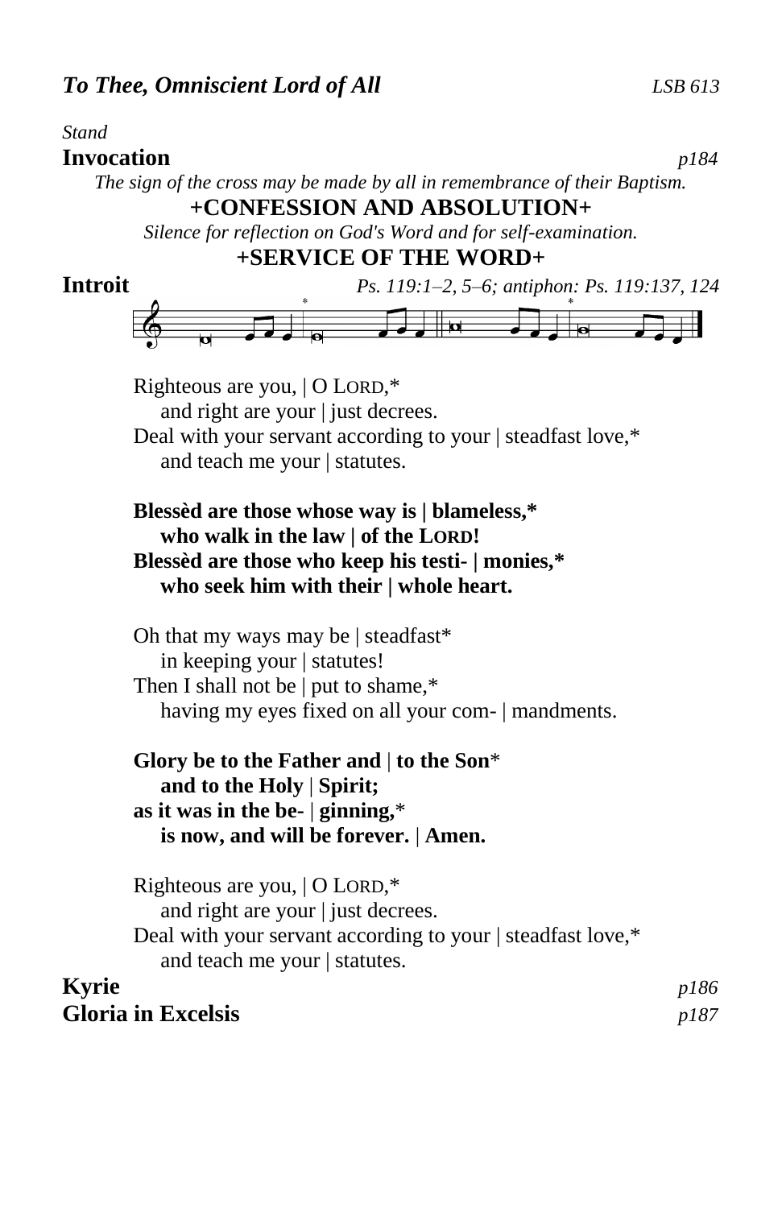***To Thee, Omniscient Lord of All*** *LSB 613*

*Stand*

**Invocation** *p184*

*The sign of the cross may be made by all in remembrance of their Baptism.*

**+CONFESSION AND ABSOLUTION+**

*Silence for reflection on God's Word and for self-examination.*

**+SERVICE OF THE WORD+**

**Introit** *Ps. 119:1–2, 5–6; antiphon: Ps. 119:137, 124*

Righteous are you, | O LORD,*
  and right are your | just decrees.
Deal with your servant according to your | steadfast love,*
  and teach me your | statutes.

**Blessèd are those whose way is | blameless,***
  **who walk in the law | of the LORD!**
**Blessèd are those who keep his testi- | monies,***
  **who seek him with their | whole heart.**

Oh that my ways may be | steadfast*
  in keeping your | statutes!
Then I shall not be | put to shame,*
  having my eyes fixed on all your com- | mandments.

**Glory be to the Father and | to the Son***
  **and to the Holy | Spirit;**
**as it was in the be- | ginning,***
  **is now, and will be forever. | Amen.**

Righteous are you, | O LORD,*
  and right are your | just decrees.
Deal with your servant according to your | steadfast love,*
  and teach me your | statutes.

**Kyrie** *p186*

**Gloria in Excelsis** *p187*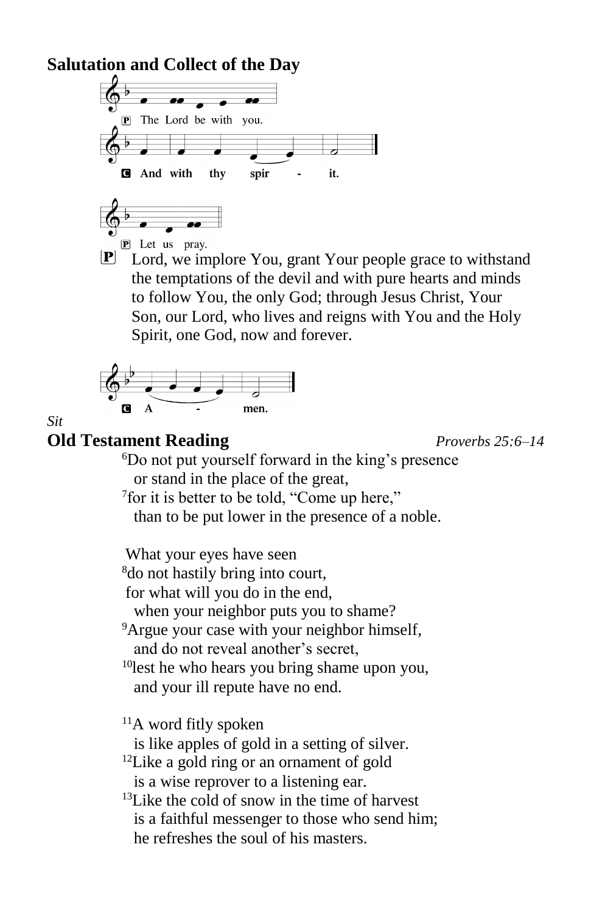## Salutation and Collect of the Day

P The Lord be with you.

**C And with thy spir - it.**

P Let us pray.

P Lord, we implore You, grant Your people grace to withstand the temptations of the devil and with pure hearts and minds to follow You, the only God; through Jesus Christ, Your Son, our Lord, who lives and reigns with You and the Holy Spirit, one God, now and forever.

**C A - men.**

*Sit*

## Old Testament Reading *Proverbs 25:6–14*

6Do not put yourself forward in the king's presence
or stand in the place of the great,
7for it is better to be told, "Come up here,"
than to be put lower in the presence of a noble.

What your eyes have seen
8do not hastily bring into court,
for what will you do in the end,
when your neighbor puts you to shame?
9Argue your case with your neighbor himself,
and do not reveal another's secret,
10lest he who hears you bring shame upon you,
and your ill repute have no end.

11A word fitly spoken
is like apples of gold in a setting of silver.
12Like a gold ring or an ornament of gold
is a wise reprover to a listening ear.
13Like the cold of snow in the time of harvest
is a faithful messenger to those who send him;
he refreshes the soul of his masters.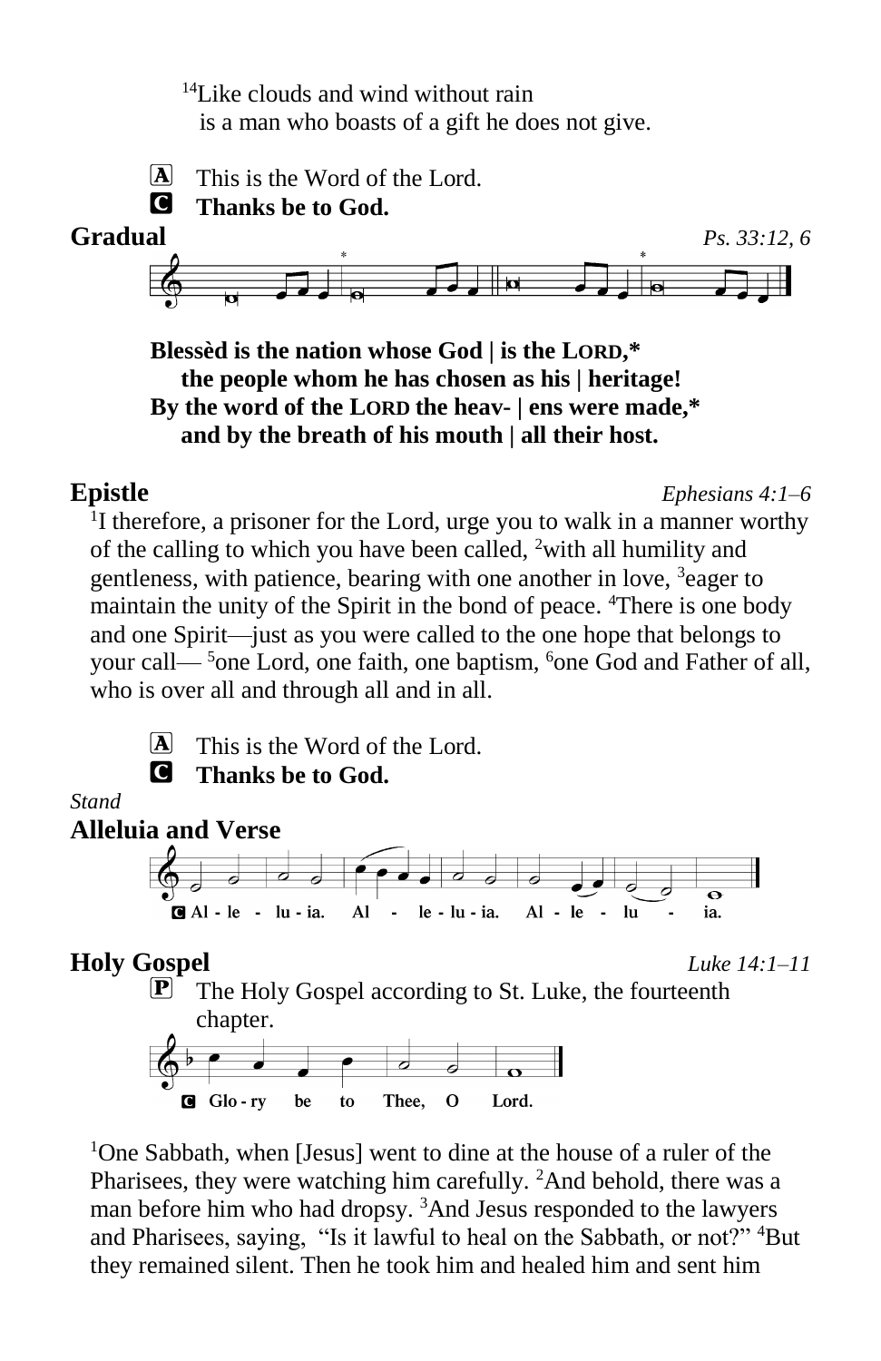[14]Like clouds and wind without rain
is a man who boasts of a gift he does not give.

A This is the Word of the Lord.
C **Thanks be to God.**

## Gradual *Ps. 33:12, 6*

**Blessèd is the nation whose God | is the LORD,***
**the people whom he has chosen as his | heritage!**
**By the word of the LORD the heav- | ens were made,***
**and by the breath of his mouth | all their host.**

## Epistle *Ephesians 4:1–6*

[1]I therefore, a prisoner for the Lord, urge you to walk in a manner worthy of the calling to which you have been called, [2]with all humility and gentleness, with patience, bearing with one another in love, [3]eager to maintain the unity of the Spirit in the bond of peace. [4]There is one body and one Spirit—just as you were called to the one hope that belongs to your call— [5]one Lord, one faith, one baptism, [6]one God and Father of all, who is over all and through all and in all.

A This is the Word of the Lord.
C **Thanks be to God.**

*Stand*

## Alleluia and Verse

C Al - le - lu - ia. Al - le - lu - ia. Al - le - lu - ia.

## Holy Gospel *Luke 14:1–11*

P The Holy Gospel according to St. Luke, the fourteenth chapter.

C Glo - ry be to Thee, O Lord.

[1]One Sabbath, when [Jesus] went to dine at the house of a ruler of the Pharisees, they were watching him carefully. [2]And behold, there was a man before him who had dropsy. [3]And Jesus responded to the lawyers and Pharisees, saying, "Is it lawful to heal on the Sabbath, or not?" [4]But they remained silent. Then he took him and healed him and sent him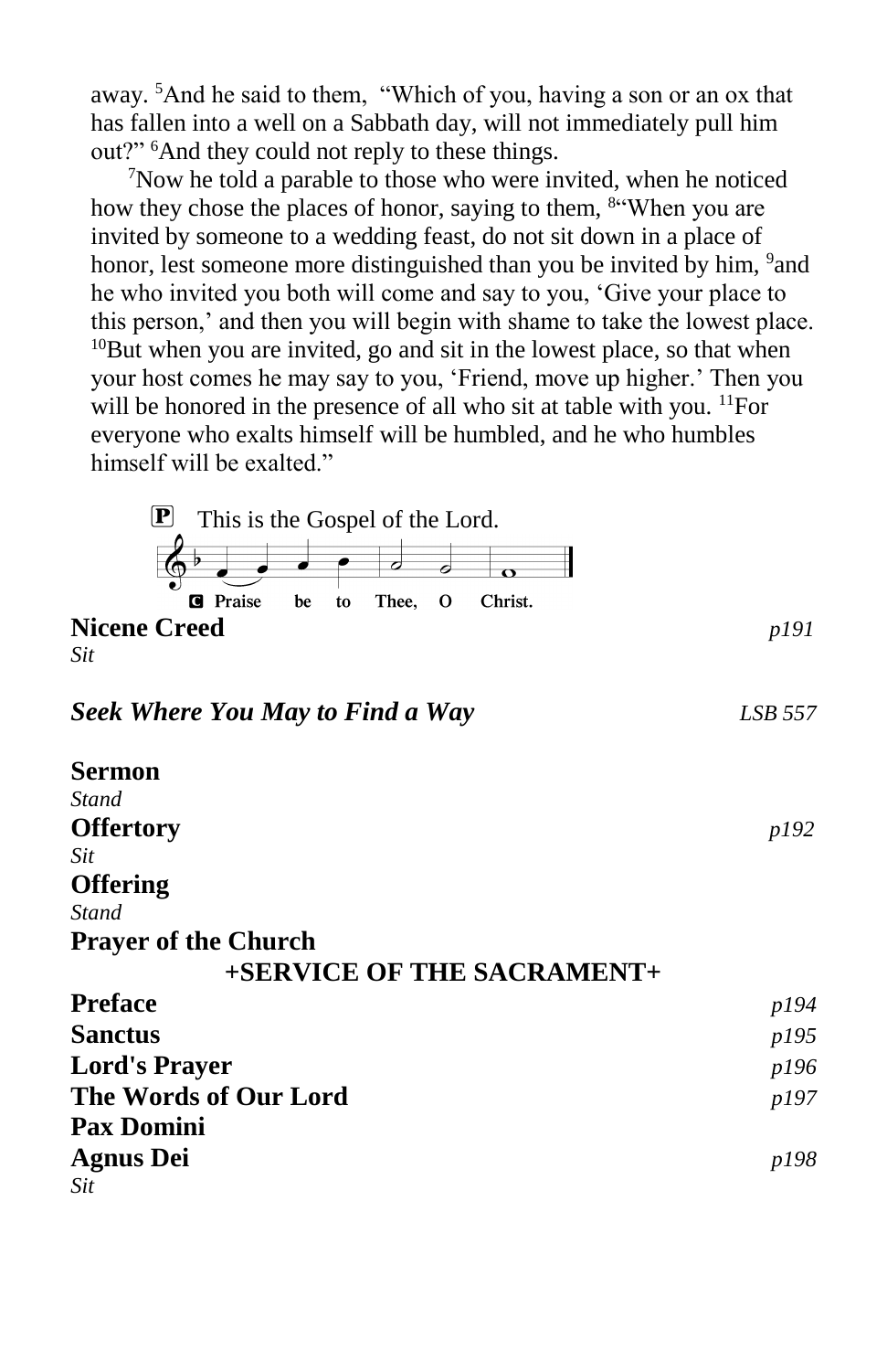away. [5]And he said to them, "Which of you, having a son or an ox that has fallen into a well on a Sabbath day, will not immediately pull him out?" [6]And they could not reply to these things.

[7]Now he told a parable to those who were invited, when he noticed how they chose the places of honor, saying to them, [8]"When you are invited by someone to a wedding feast, do not sit down in a place of honor, lest someone more distinguished than you be invited by him, [9]and he who invited you both will come and say to you, 'Give your place to this person,' and then you will begin with shame to take the lowest place. [10]But when you are invited, go and sit in the lowest place, so that when your host comes he may say to you, 'Friend, move up higher.' Then you will be honored in the presence of all who sit at table with you. [11]For everyone who exalts himself will be humbled, and he who humbles himself will be exalted."

P This is the Gospel of the Lord.

C **Praise be to Thee, O Christ.**

**Nicene Creed** *p191*

*Sit*

***Seek Where You May to Find a Way*** *LSB 557*

**Sermon**

*Stand*

**Offertory** *p192*

*Sit*

**Offering**

*Stand*

**Prayer of the Church**

## +SERVICE OF THE SACRAMENT+

**Preface** *p194*

**Sanctus** *p195*

**Lord's Prayer** *p196*

**The Words of Our Lord** *p197*

**Pax Domini**

**Agnus Dei** *p198*

*Sit*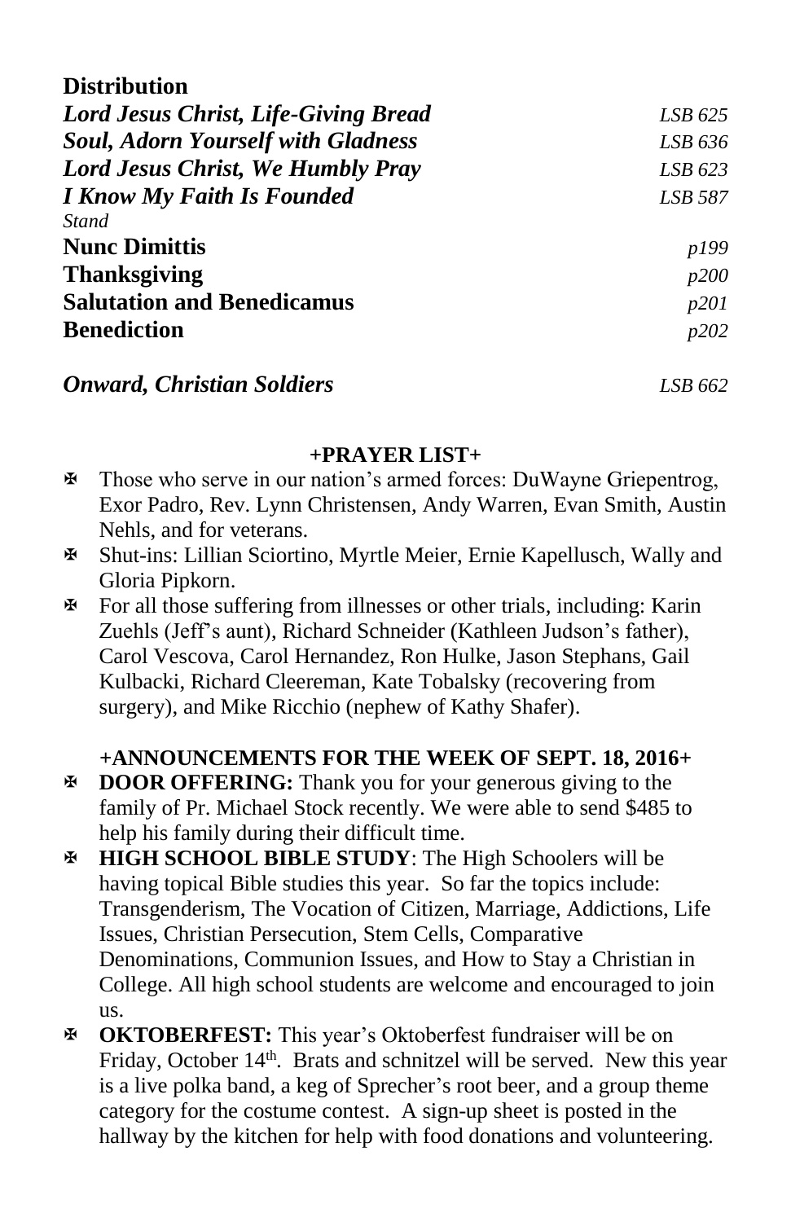**Distribution**

***Lord Jesus Christ, Life-Giving Bread*** *LSB 625*

***Soul, Adorn Yourself with Gladness*** *LSB 636*

***Lord Jesus Christ, We Humbly Pray*** *LSB 623*

***I Know My Faith Is Founded*** *LSB 587*

*Stand*

**Nunc Dimittis** *p199*

**Thanksgiving** *p200*

**Salutation and Benedicamus** *p201*

**Benediction** *p202*

***Onward, Christian Soldiers*** *LSB 662*

**+PRAYER LIST+**

- ✠ Those who serve in our nation's armed forces: DuWayne Griepentrog, Exor Padro, Rev. Lynn Christensen, Andy Warren, Evan Smith, Austin Nehls, and for veterans.
- ✠ Shut-ins: Lillian Sciortino, Myrtle Meier, Ernie Kapellusch, Wally and Gloria Pipkorn.
- ✠ For all those suffering from illnesses or other trials, including: Karin Zuehls (Jeff's aunt), Richard Schneider (Kathleen Judson's father), Carol Vescova, Carol Hernandez, Ron Hulke, Jason Stephans, Gail Kulbacki, Richard Cleereman, Kate Tobalsky (recovering from surgery), and Mike Ricchio (nephew of Kathy Shafer).

***+ANNOUNCEMENTS FOR THE WEEK OF SEPT. 18, 2016+***

- ✠ **DOOR OFFERING:** Thank you for your generous giving to the family of Pr. Michael Stock recently. We were able to send $485 to help his family during their difficult time.
- ✠ **HIGH SCHOOL BIBLE STUDY**: The High Schoolers will be having topical Bible studies this year. So far the topics include: Transgenderism, The Vocation of Citizen, Marriage, Addictions, Life Issues, Christian Persecution, Stem Cells, Comparative Denominations, Communion Issues, and How to Stay a Christian in College. All high school students are welcome and encouraged to join us.
- ✠ **OKTOBERFEST:** This year's Oktoberfest fundraiser will be on Friday, October 14th. Brats and schnitzel will be served. New this year is a live polka band, a keg of Sprecher's root beer, and a group theme category for the costume contest. A sign-up sheet is posted in the hallway by the kitchen for help with food donations and volunteering.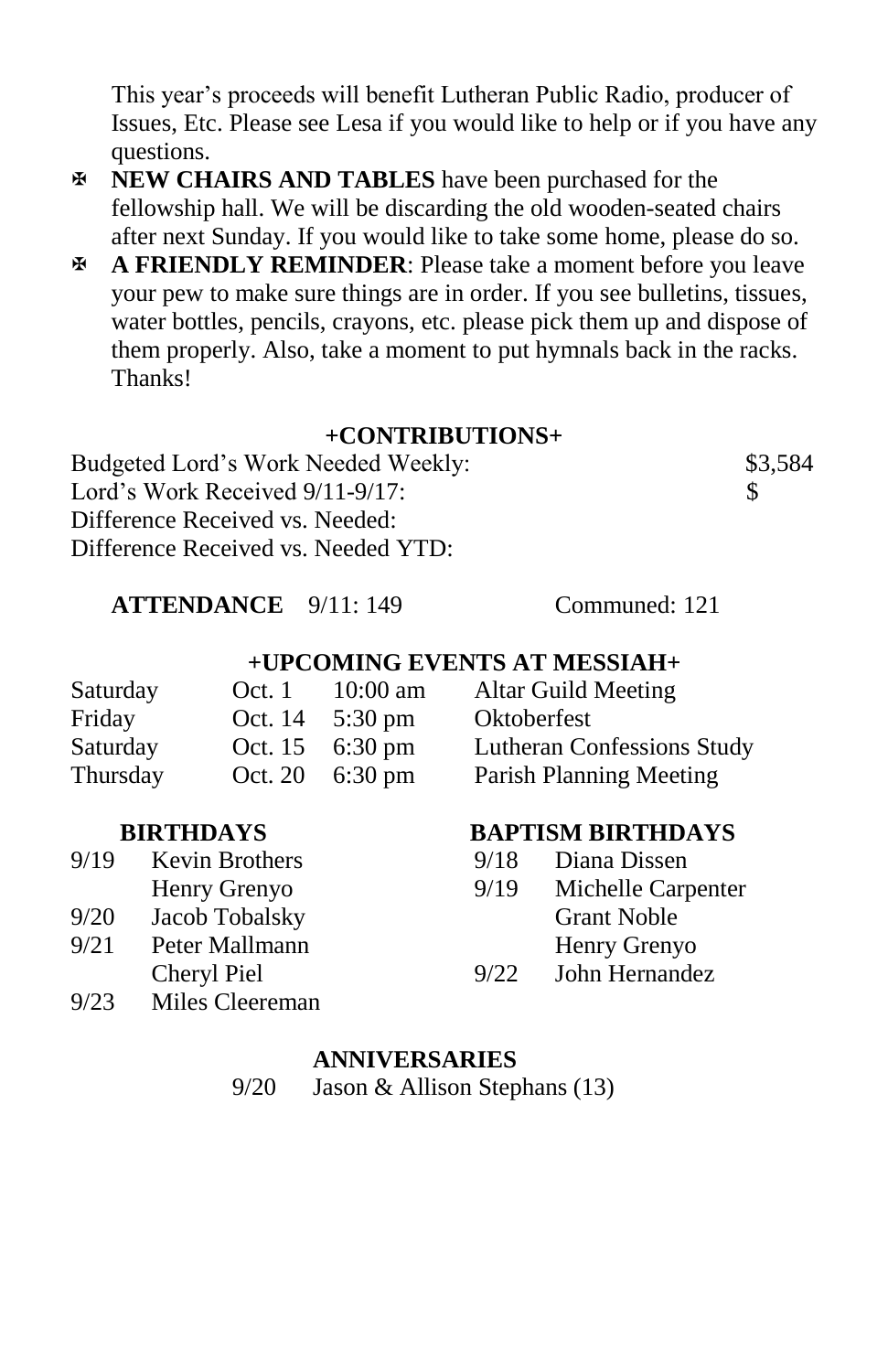This year's proceeds will benefit Lutheran Public Radio, producer of Issues, Etc. Please see Lesa if you would like to help or if you have any questions.

- ✠ **NEW CHAIRS AND TABLES** have been purchased for the fellowship hall. We will be discarding the old wooden-seated chairs after next Sunday. If you would like to take some home, please do so.
- ✠ **A FRIENDLY REMINDER**: Please take a moment before you leave your pew to make sure things are in order. If you see bulletins, tissues, water bottles, pencils, crayons, etc. please pick them up and dispose of them properly. Also, take a moment to put hymnals back in the racks. Thanks!

## +CONTRIBUTIONS+

| | |
|---|---|
| Budgeted Lord's Work Needed Weekly: | $3,584 |
| Lord's Work Received 9/11-9/17: | $ |
| Difference Received vs. Needed: | |
| Difference Received vs. Needed YTD: | |

**ATTENDANCE** 9/11: 149 Communed: 121

## +UPCOMING EVENTS AT MESSIAH+

| | | | |
|---|---|---|---|
| Saturday | Oct. 1 | 10:00 am | Altar Guild Meeting |
| Friday | Oct. 14 | 5:30 pm | Oktoberfest |
| Saturday | Oct. 15 | 6:30 pm | Lutheran Confessions Study |
| Thursday | Oct. 20 | 6:30 pm | Parish Planning Meeting |

**BIRTHDAYS**

| | |
|---|---|
| 9/19 | Kevin Brothers |
| | Henry Grenyo |
| 9/20 | Jacob Tobalsky |
| 9/21 | Peter Mallmann |
| | Cheryl Piel |
| 9/23 | Miles Cleereman |

**BAPTISM BIRTHDAYS**

| | |
|---|---|
| 9/18 | Diana Dissen |
| 9/19 | Michelle Carpenter |
| | Grant Noble |
| | Henry Grenyo |
| 9/22 | John Hernandez |

**ANNIVERSARIES**

9/20 Jason & Allison Stephans (13)